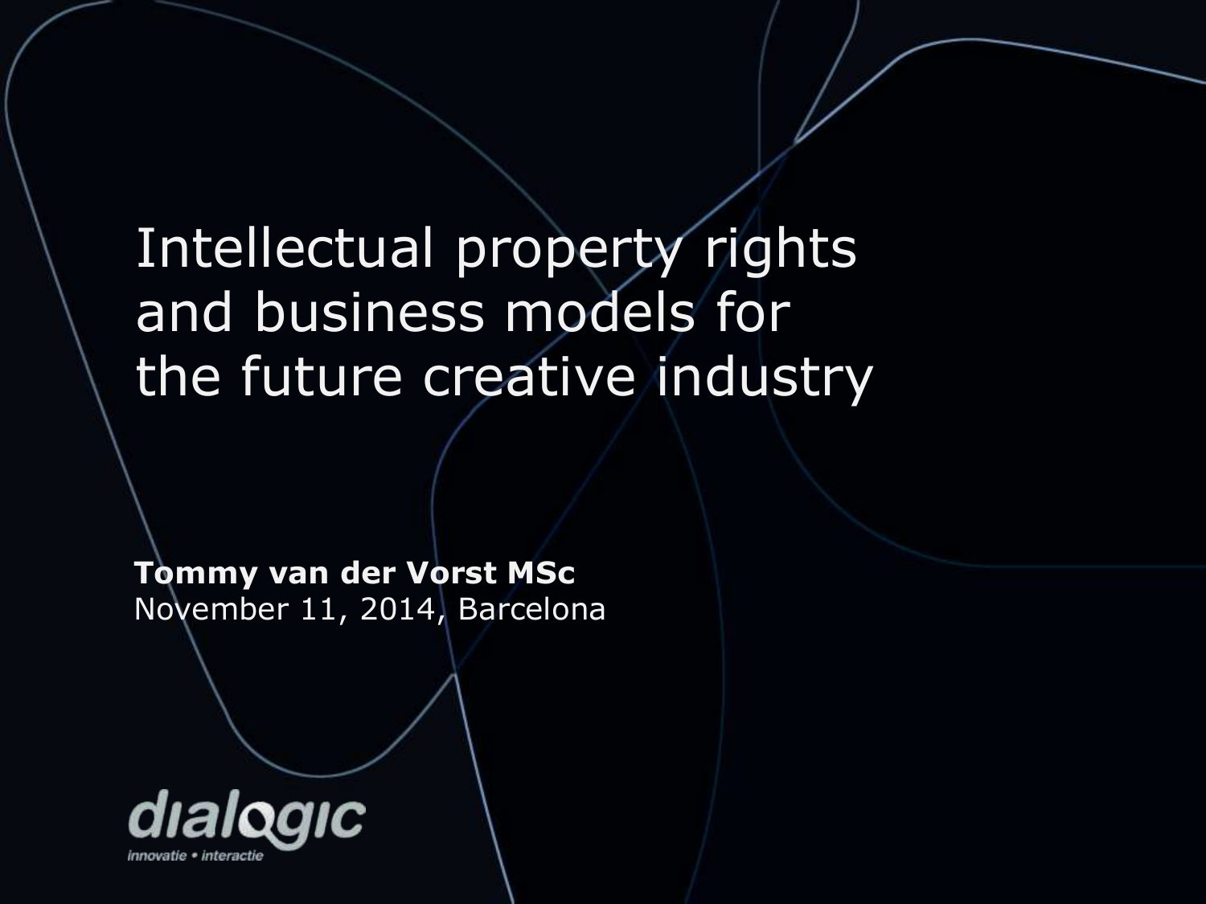# Intellectual property rights and business models for the future creative industry

**Tommy van der Vorst MSc**
November 11, 2014, Barcelona

dialogic
innovatie • interactie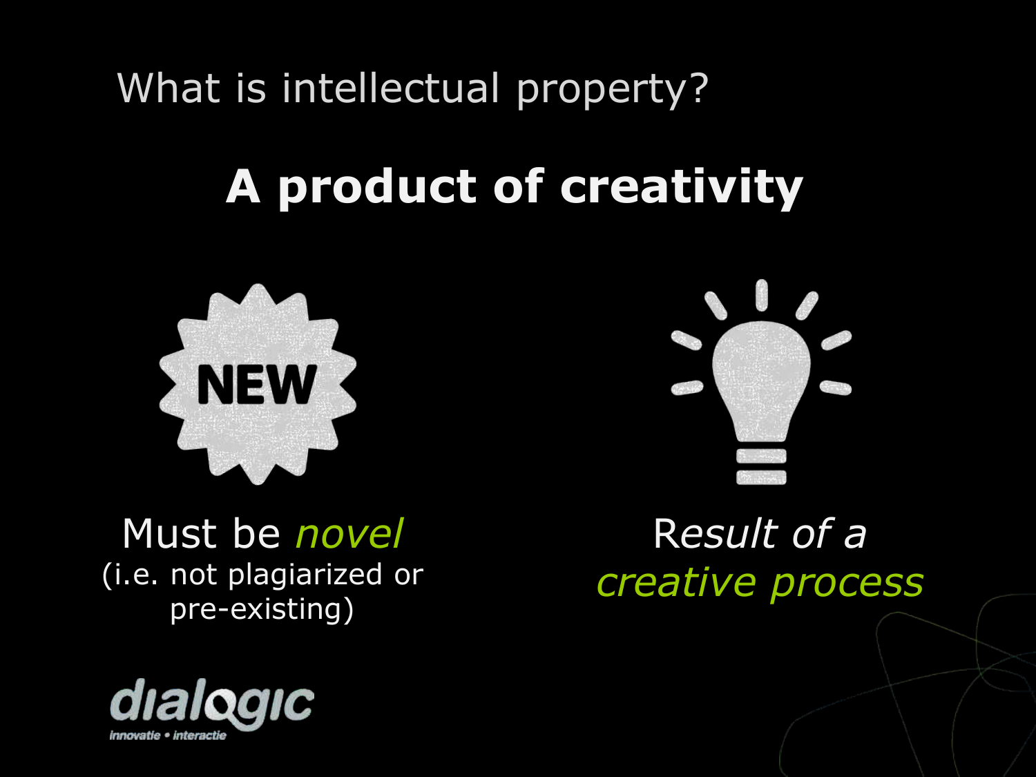What is intellectual property?

# A product of creativity

Must be *novel*
(i.e. not plagiarized or pre-existing)

R*esult of a*
*creative process*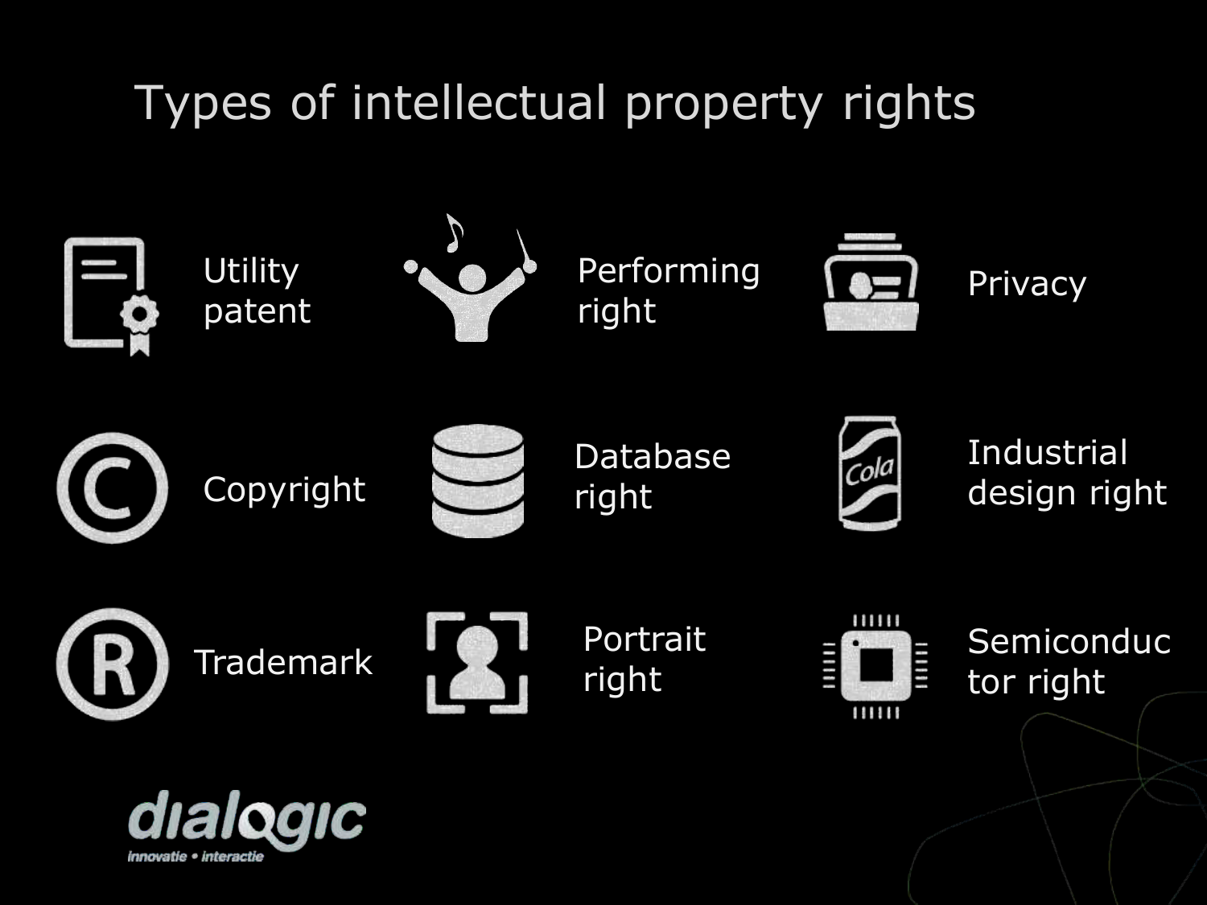# Types of intellectual property rights

- Utility patent
- Performing right
- Privacy
- Copyright
- Database right
- Industrial design right
- Trademark
- Portrait right
- Semiconductor right

dialogic
innovatie • interactie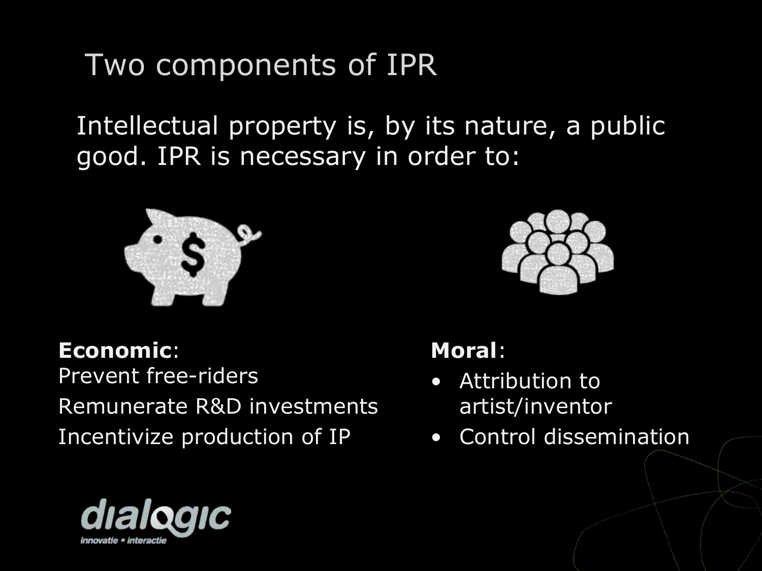# Two components of IPR

Intellectual property is, by its nature, a public good. IPR is necessary in order to:

**Economic**:

Prevent free-riders

Remunerate R&D investments

Incentivize production of IP

**Moral**:

- Attribution to artist/inventor
- Control dissemination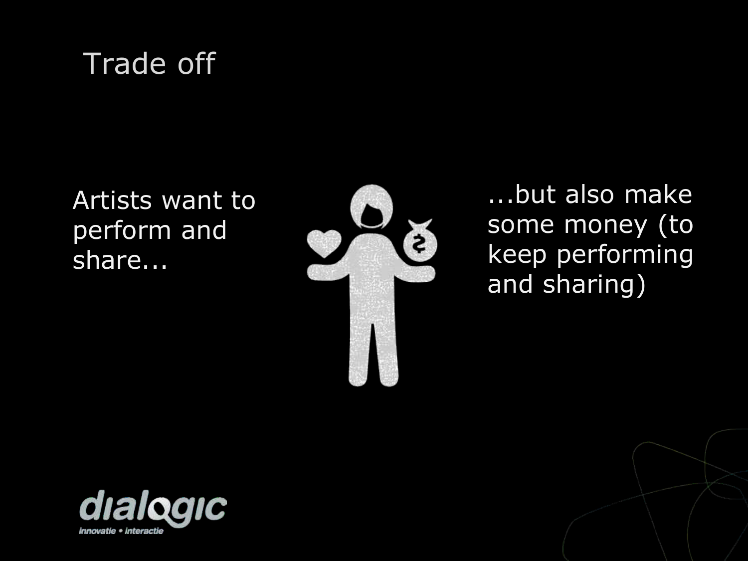# Trade off

Artists want to perform and share...

...but also make some money (to keep performing and sharing)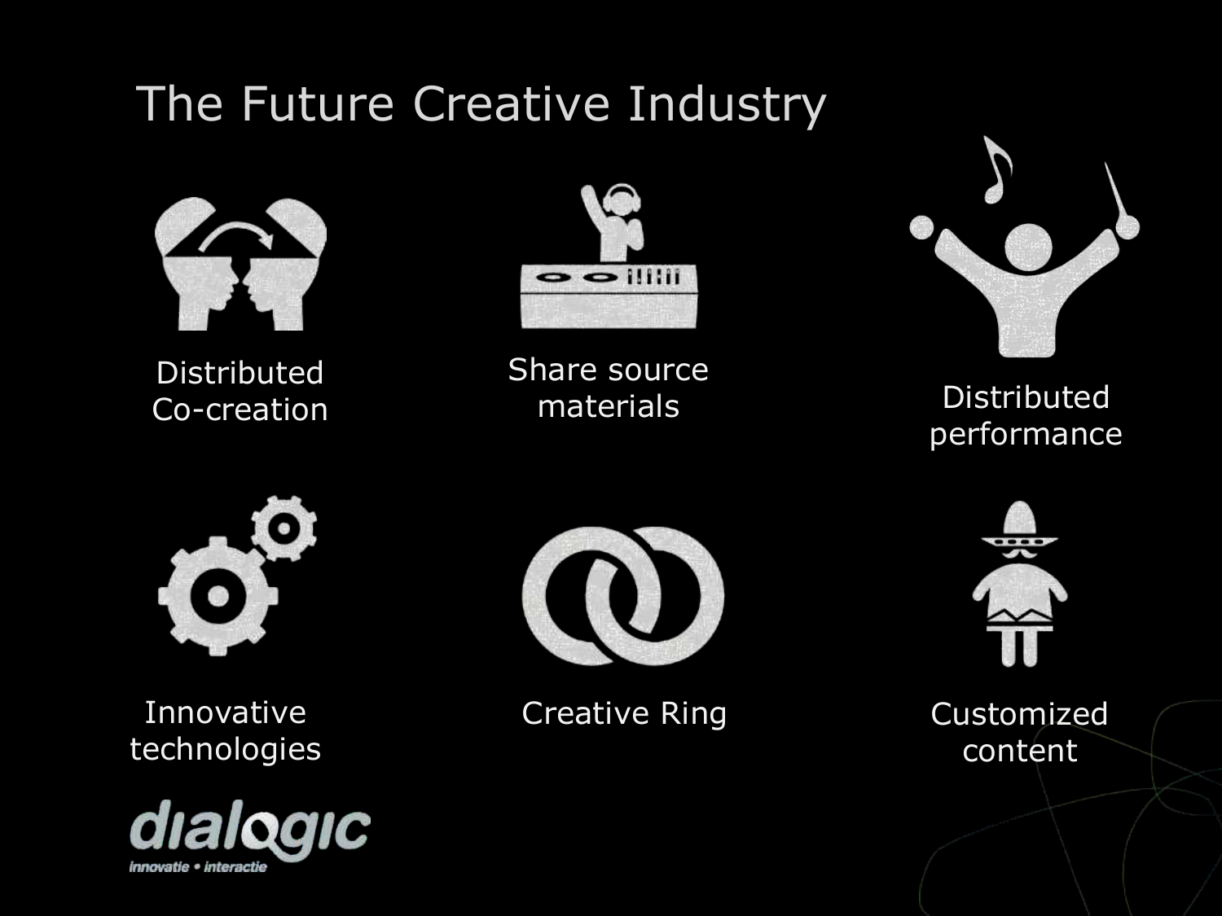# The Future Creative Industry

Distributed Co-creation

Share source materials

Distributed performance

Innovative technologies

Creative Ring

Customized content

dialogic

innovatie • interactie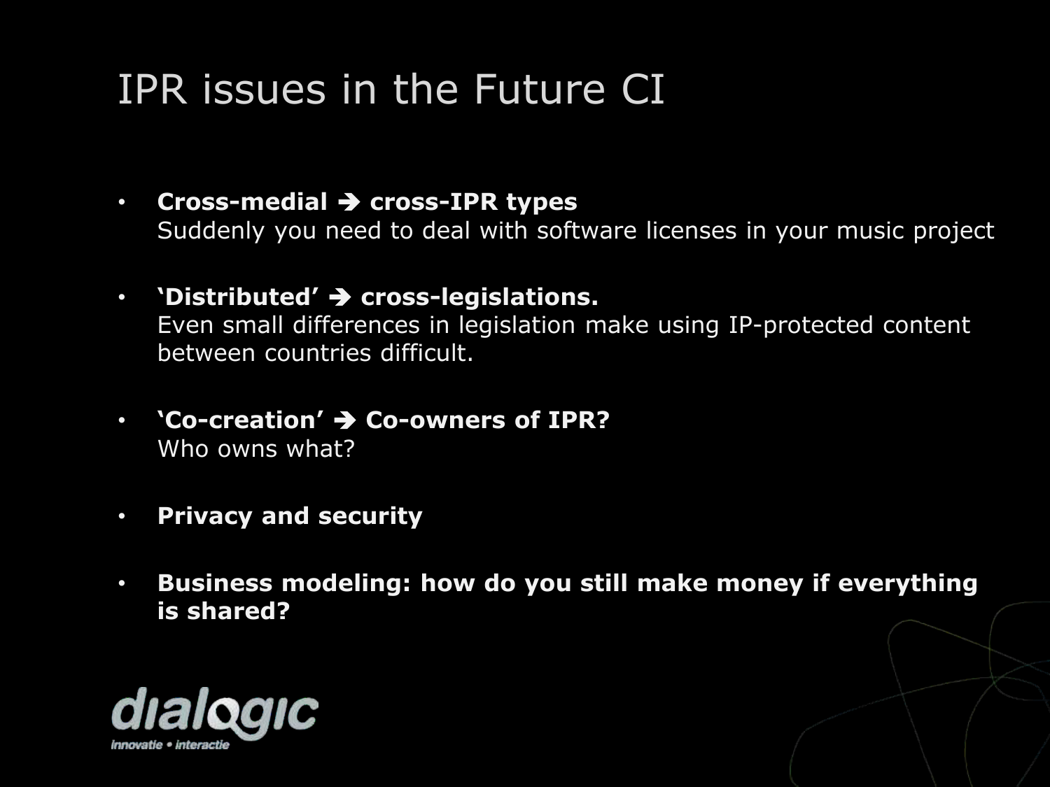# IPR issues in the Future CI

- **Cross-medial ➔ cross-IPR types**
  Suddenly you need to deal with software licenses in your music project
- **'Distributed' ➔ cross-legislations.**
  Even small differences in legislation make using IP-protected content between countries difficult.
- **'Co-creation' ➔ Co-owners of IPR?**
  Who owns what?
- **Privacy and security**
- **Business modeling: how do you still make money if everything is shared?**

dialogic
innovatie • interactie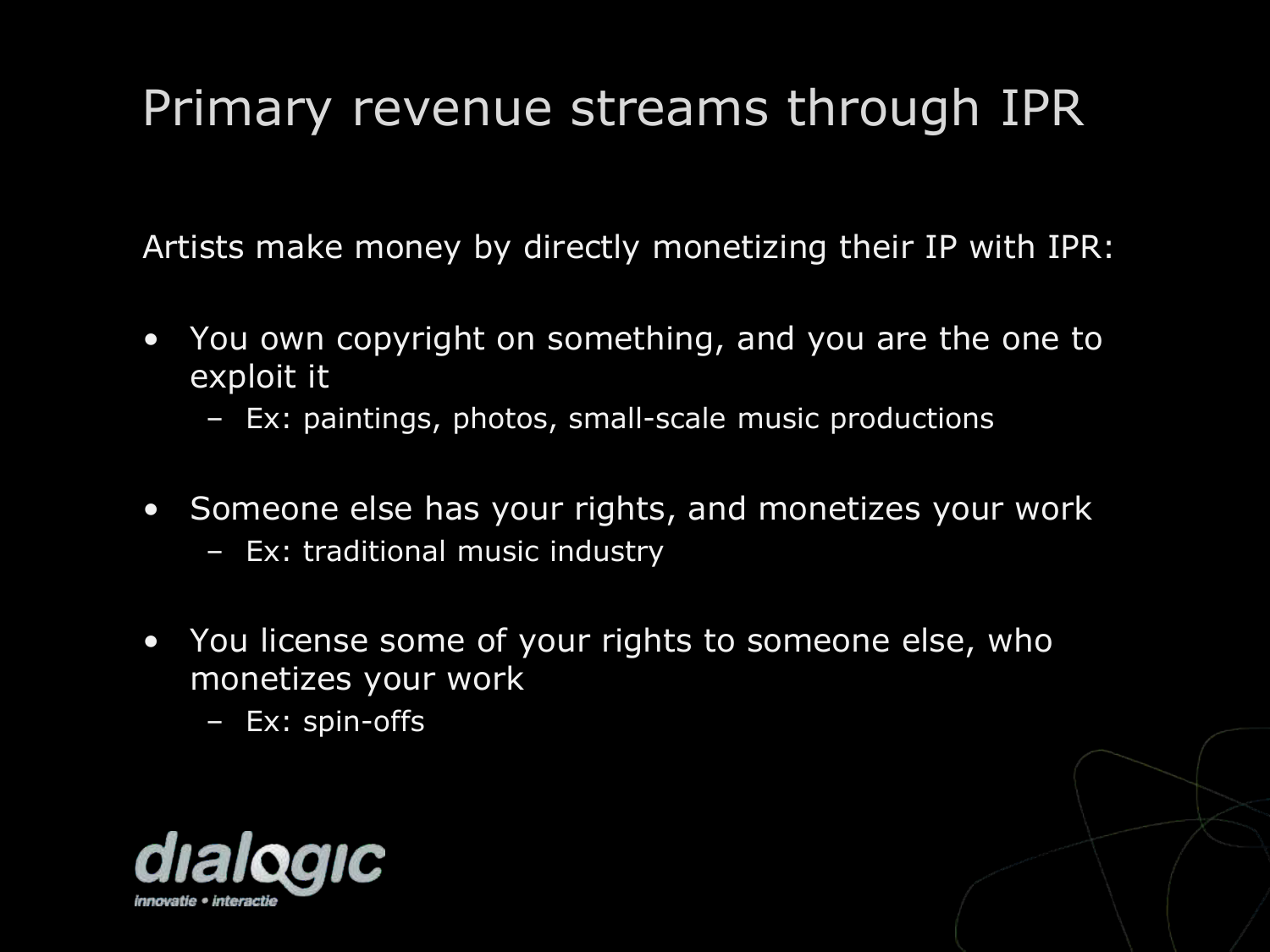# Primary revenue streams through IPR

Artists make money by directly monetizing their IP with IPR:

- You own copyright on something, and you are the one to exploit it
  - Ex: paintings, photos, small-scale music productions
- Someone else has your rights, and monetizes your work
  - Ex: traditional music industry
- You license some of your rights to someone else, who monetizes your work
  - Ex: spin-offs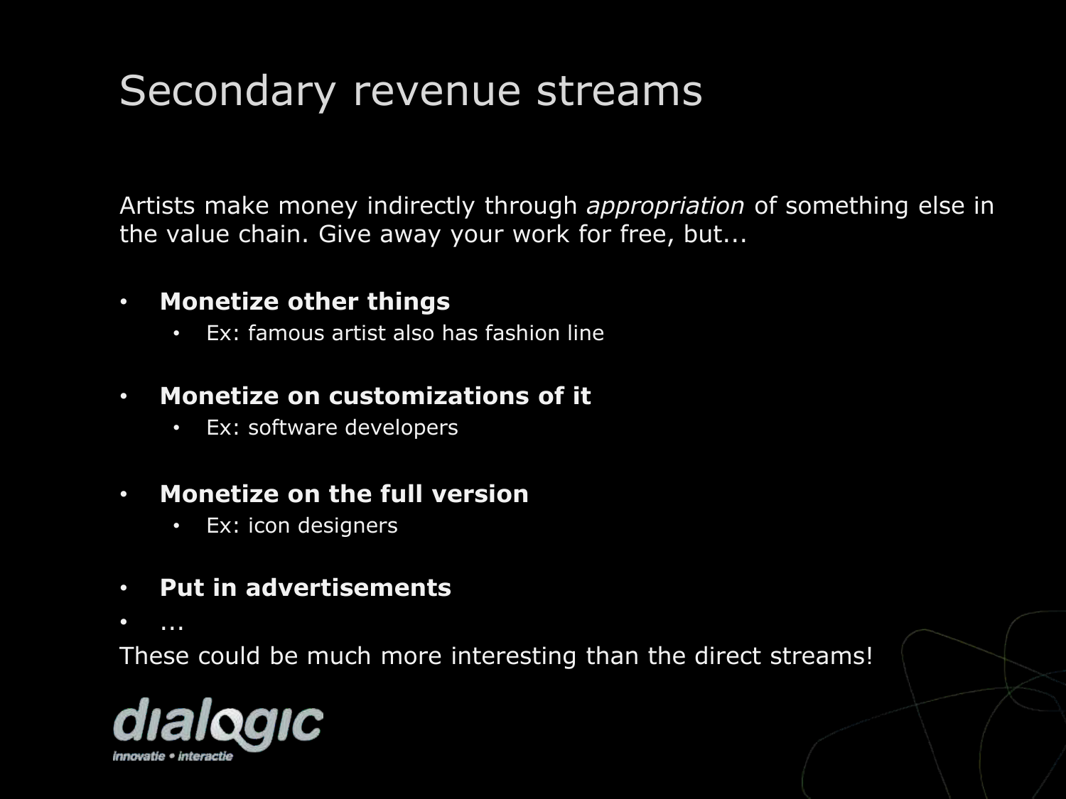# Secondary revenue streams

Artists make money indirectly through *appropriation* of something else in the value chain. Give away your work for free, but...

- **Monetize other things**
  - Ex: famous artist also has fashion line
- **Monetize on customizations of it**
  - Ex: software developers
- **Monetize on the full version**
  - Ex: icon designers
- **Put in advertisements**
- ...

These could be much more interesting than the direct streams!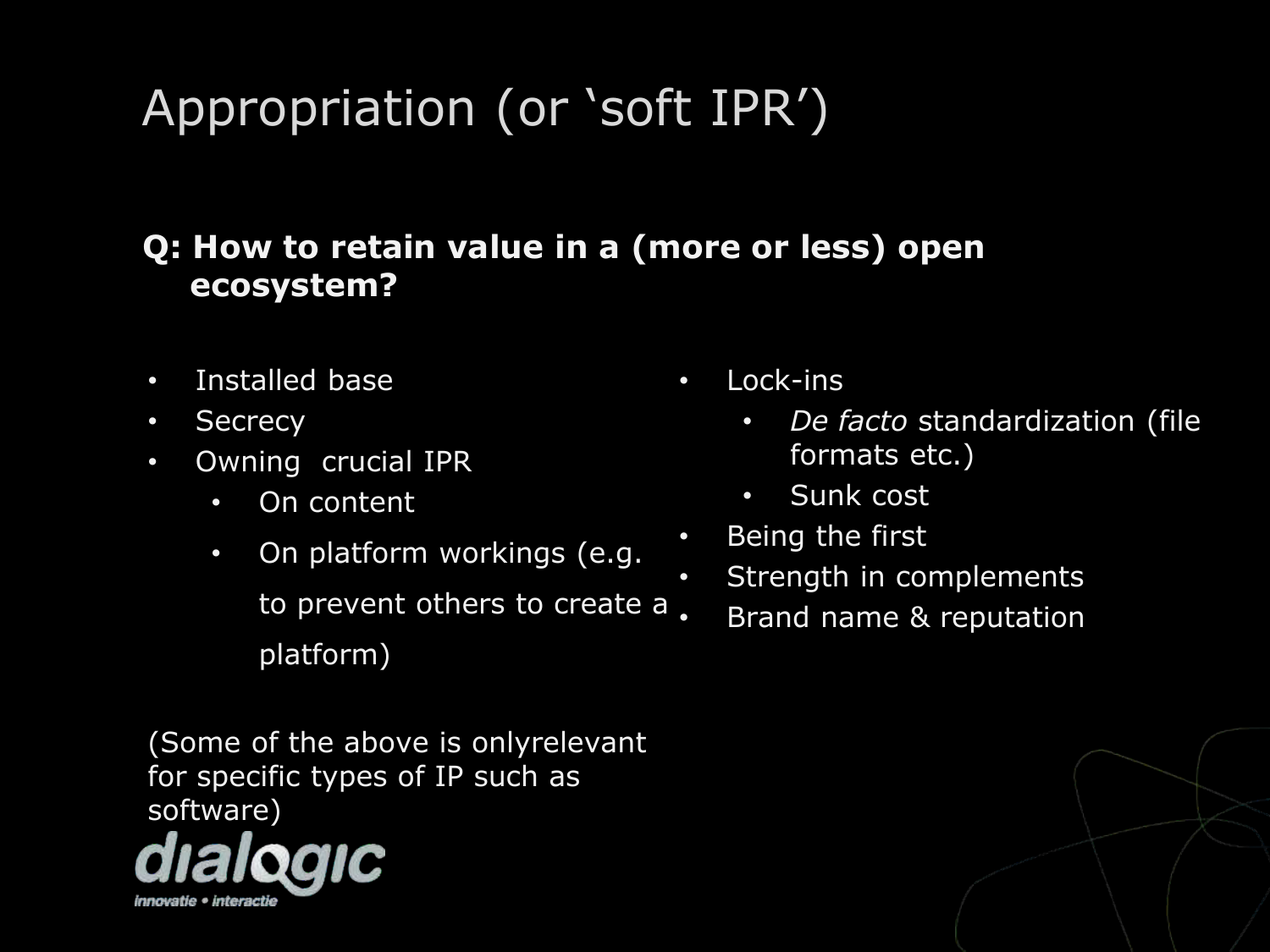# Appropriation (or 'soft IPR')

**Q: How to retain value in a (more or less) open ecosystem?**

- Installed base
- Secrecy
- Owning crucial IPR
  - On content
  - On platform workings (e.g. to prevent others to create a platform)

(Some of the above is onlyrelevant for specific types of IP such as software)

- Lock-ins
  - *De facto* standardization (file formats etc.)
  - Sunk cost
- Being the first
- Strength in complements
- Brand name & reputation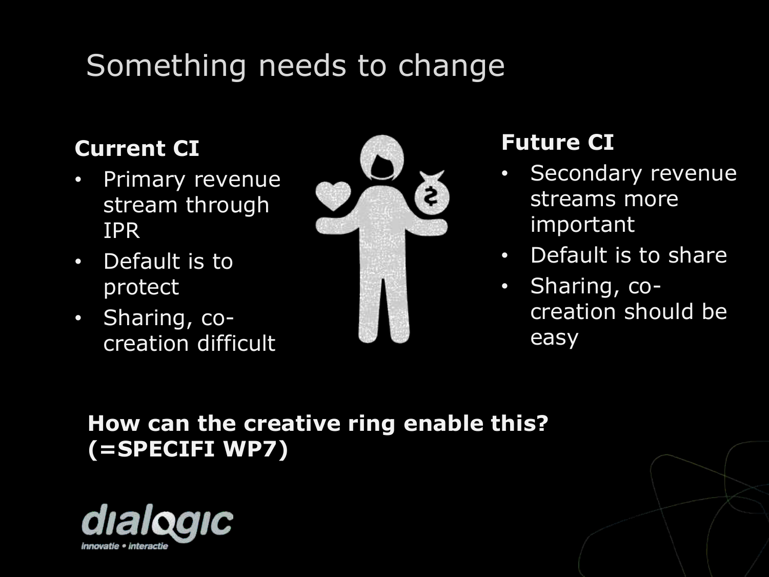# Something needs to change

**Current CI**

- Primary revenue stream through IPR
- Default is to protect
- Sharing, co-creation difficult

**Future CI**

- Secondary revenue streams more important
- Default is to share
- Sharing, co-creation should be easy

**How can the creative ring enable this? (=SPECIFI WP7)**

dialogic
innovatie • interactie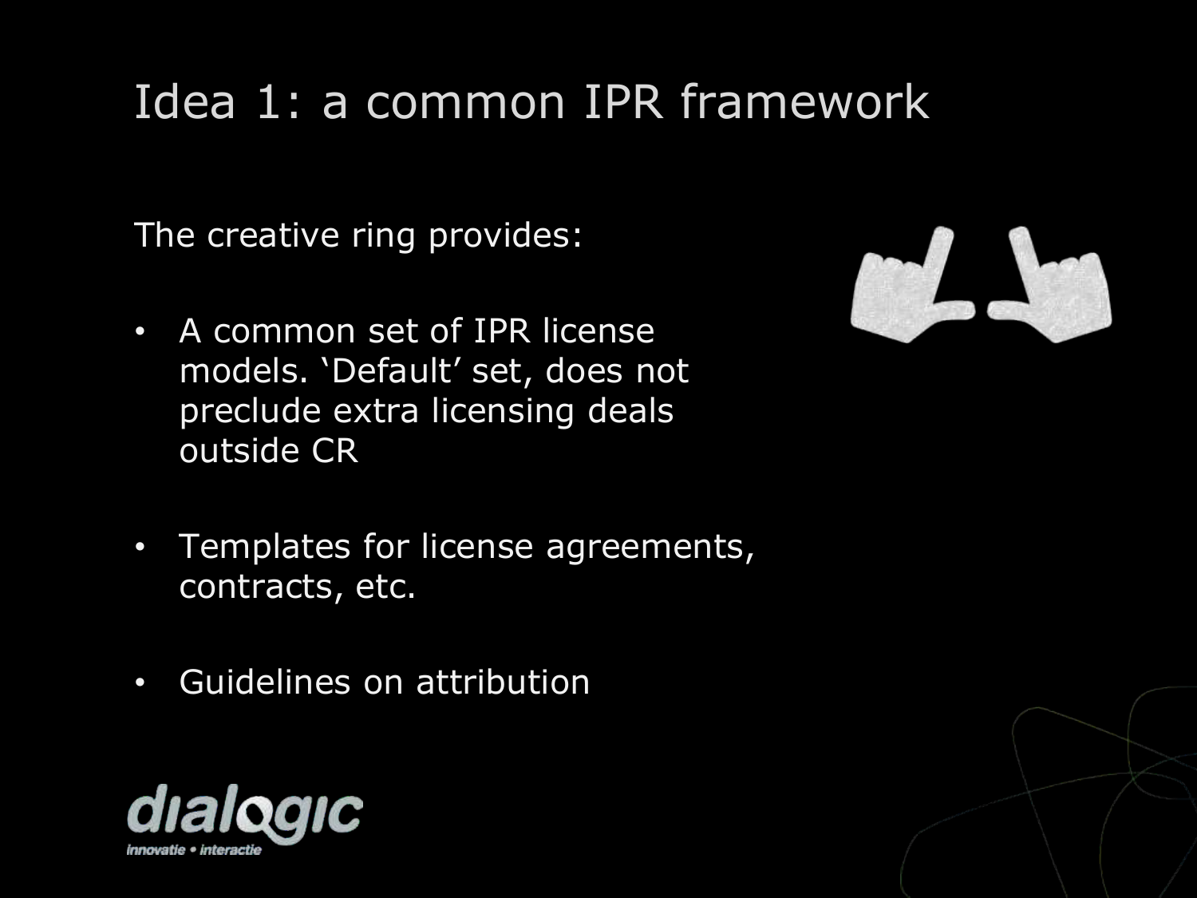# Idea 1: a common IPR framework

The creative ring provides:

- A common set of IPR license models. 'Default' set, does not preclude extra licensing deals outside CR
- Templates for license agreements, contracts, etc.
- Guidelines on attribution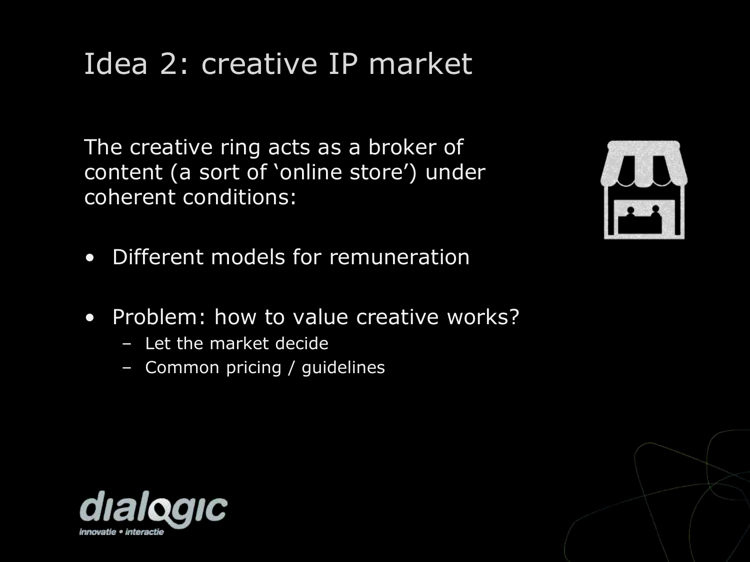# Idea 2: creative IP market

The creative ring acts as a broker of content (a sort of 'online store') under coherent conditions:

- Different models for remuneration
- Problem: how to value creative works?
  - Let the market decide
  - Common pricing / guidelines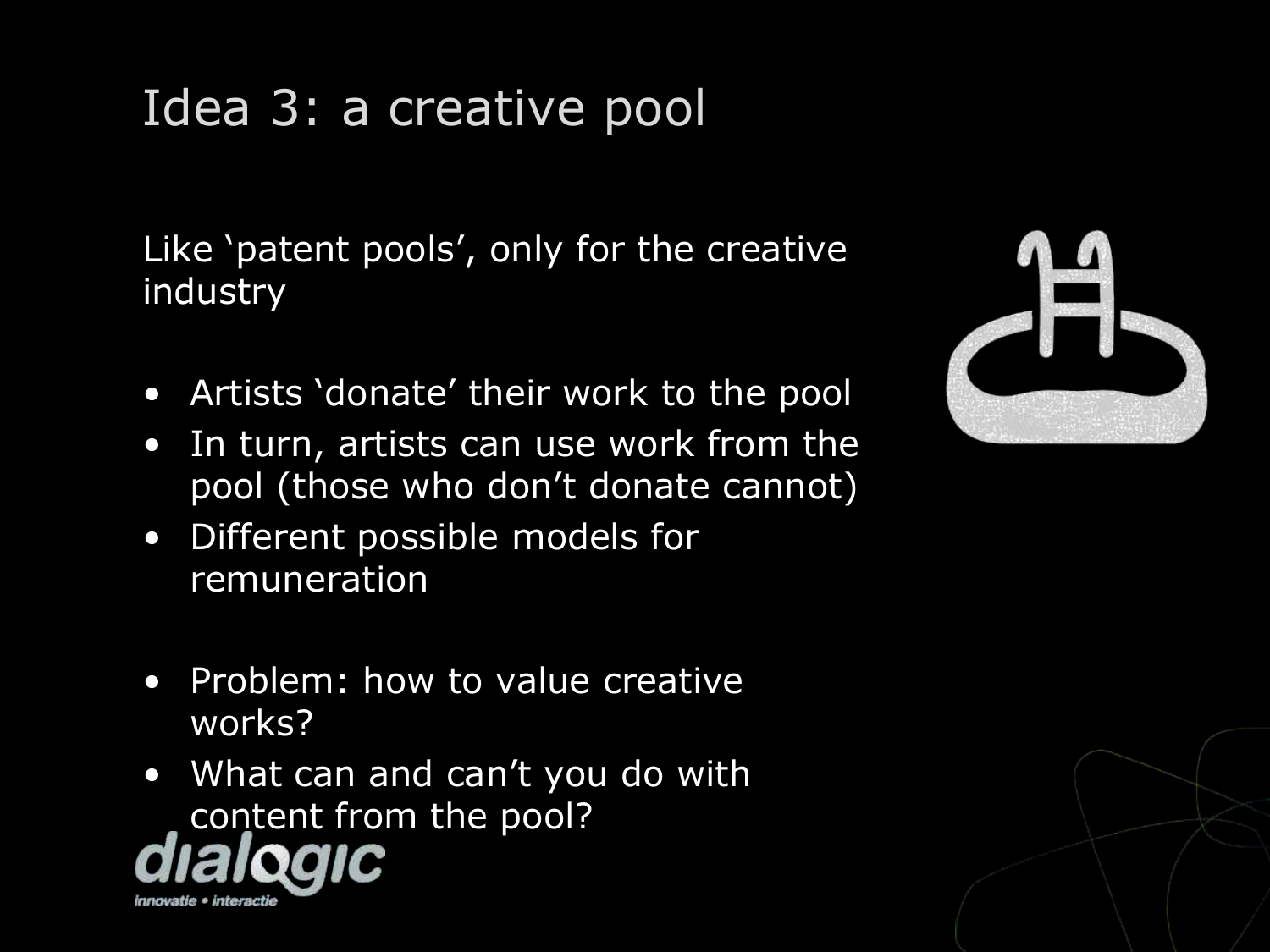# Idea 3: a creative pool

Like 'patent pools', only for the creative industry

- Artists 'donate' their work to the pool
- In turn, artists can use work from the pool (those who don't donate cannot)
- Different possible models for remuneration

- Problem: how to value creative works?
- What can and can't you do with content from the pool?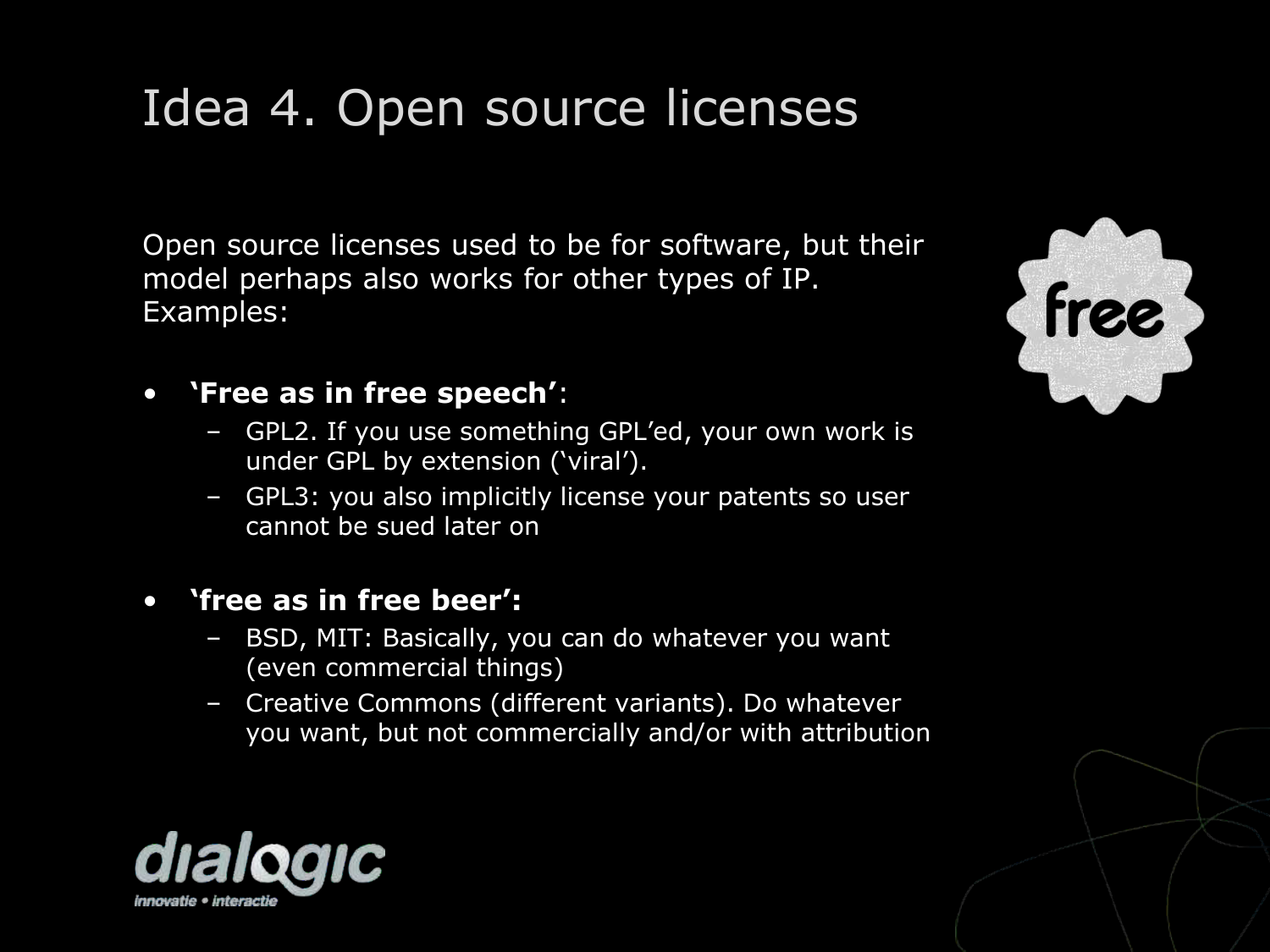# Idea 4. Open source licenses

Open source licenses used to be for software, but their model perhaps also works for other types of IP. Examples:

- **'Free as in free speech'**:
  - GPL2. If you use something GPL'ed, your own work is under GPL by extension ('viral').
  - GPL3: you also implicitly license your patents so user cannot be sued later on

- **'free as in free beer':**
  - BSD, MIT: Basically, you can do whatever you want (even commercial things)
  - Creative Commons (different variants). Do whatever you want, but not commercially and/or with attribution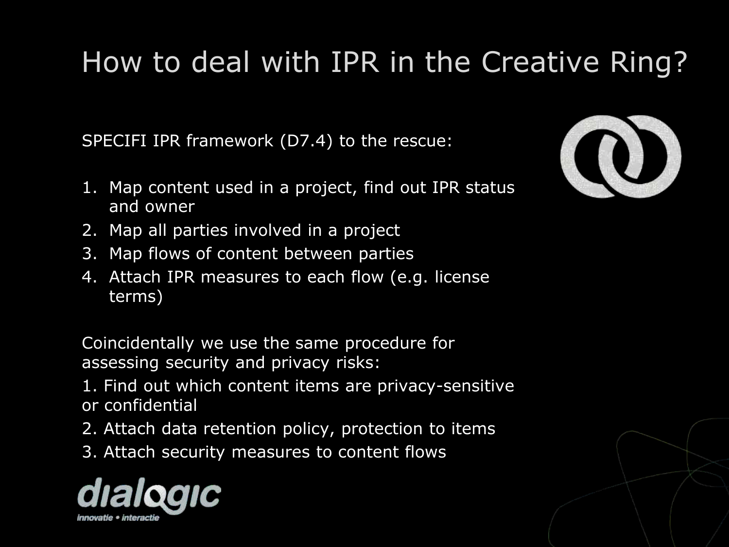# How to deal with IPR in the Creative Ring?

SPECIFI IPR framework (D7.4) to the rescue:

1. Map content used in a project, find out IPR status and owner
2. Map all parties involved in a project
3. Map flows of content between parties
4. Attach IPR measures to each flow (e.g. license terms)

Coincidentally we use the same procedure for assessing security and privacy risks:

1. Find out which content items are privacy-sensitive or confidential
2. Attach data retention policy, protection to items
3. Attach security measures to content flows

dialogic

innovatie • interactie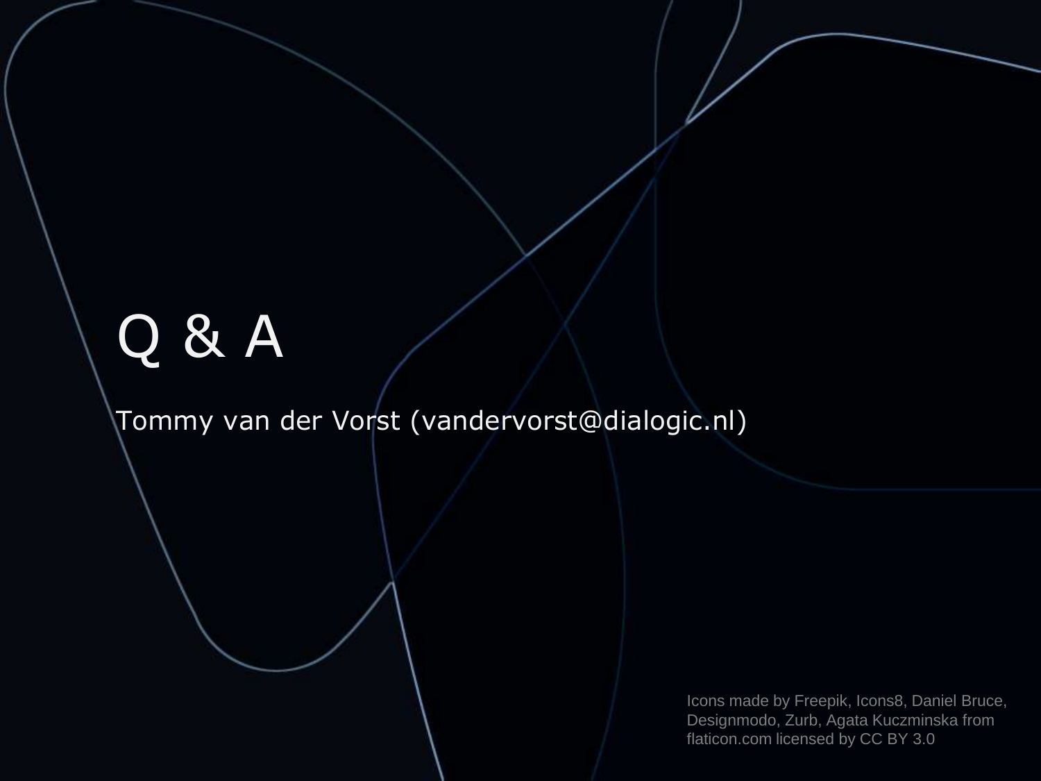# Q & A

Tommy van der Vorst (vandervorst@dialogic.nl)

Icons made by Freepik, Icons8, Daniel Bruce, Designmodo, Zurb, Agata Kuczminska from flaticon.com licensed by CC BY 3.0